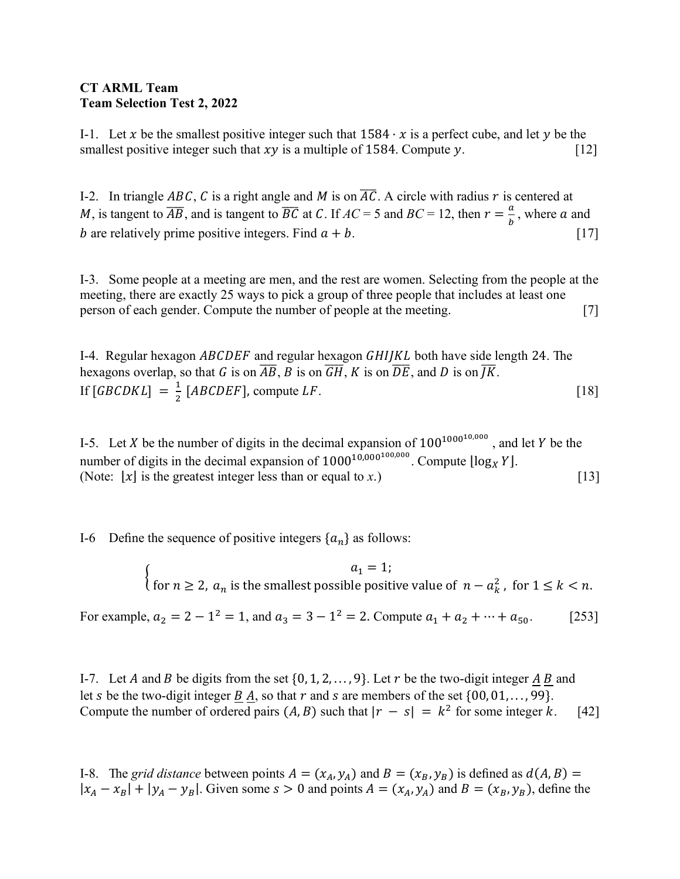**CT ARML Team**
**Team Selection Test 2, 2022**

I-1. Let $x$ be the smallest positive integer such that $1584 \cdot x$ is a perfect cube, and let $y$ be the smallest positive integer such that $xy$ is a multiple of $1584$. Compute $y$. [12]

I-2. In triangle $ABC$, $C$ is a right angle and $M$ is on $\overline{AC}$. A circle with radius $r$ is centered at $M$, is tangent to $\overline{AB}$, and is tangent to $\overline{BC}$ at $C$. If $AC = 5$ and $BC = 12$, then $r = \frac{a}{b}$, where $a$ and $b$ are relatively prime positive integers. Find $a + b$. [17]

I-3. Some people at a meeting are men, and the rest are women. Selecting from the people at the meeting, there are exactly 25 ways to pick a group of three people that includes at least one person of each gender. Compute the number of people at the meeting. [7]

I-4. Regular hexagon $ABCDEF$ and regular hexagon $GHIJKL$ both have side length 24. The hexagons overlap, so that $G$ is on $\overline{AB}$, $B$ is on $\overline{GH}$, $K$ is on $\overline{DE}$, and $D$ is on $\overline{JK}$. If $[GBCDKL] = \frac{1}{2}[ABCDEF]$, compute $LF$. [18]

I-5. Let $X$ be the number of digits in the decimal expansion of $100^{1000^{10,000}}$, and let $Y$ be the number of digits in the decimal expansion of $1000^{10,000^{100,000}}$. Compute $\lfloor \log_X Y \rfloor$.
(Note: $\lfloor x \rfloor$ is the greatest integer less than or equal to $x$.) [13]

I-6 Define the sequence of positive integers $\{a_n\}$ as follows:

$$\begin{cases} a_1 = 1; \\ \text{for } n \geq 2,\ a_n \text{ is the smallest possible positive value of } n - a_k^2,\ \text{for } 1 \leq k < n. \end{cases}$$

For example, $a_2 = 2 - 1^2 = 1$, and $a_3 = 3 - 1^2 = 2$. Compute $a_1 + a_2 + \cdots + a_{50}$. [253]

I-7. Let $A$ and $B$ be digits from the set $\{0, 1, 2, \ldots, 9\}$. Let $r$ be the two-digit integer $\underline{A}\,\underline{B}$ and let $s$ be the two-digit integer $\underline{B}\,\underline{A}$, so that $r$ and $s$ are members of the set $\{00, 01, \ldots, 99\}$. Compute the number of ordered pairs $(A, B)$ such that $|r - s| = k^2$ for some integer $k$. [42]

I-8. The *grid distance* between points $A = (x_A, y_A)$ and $B = (x_B, y_B)$ is defined as $d(A, B) = |x_A - x_B| + |y_A - y_B|$. Given some $s > 0$ and points $A = (x_A, y_A)$ and $B = (x_B, y_B)$, define the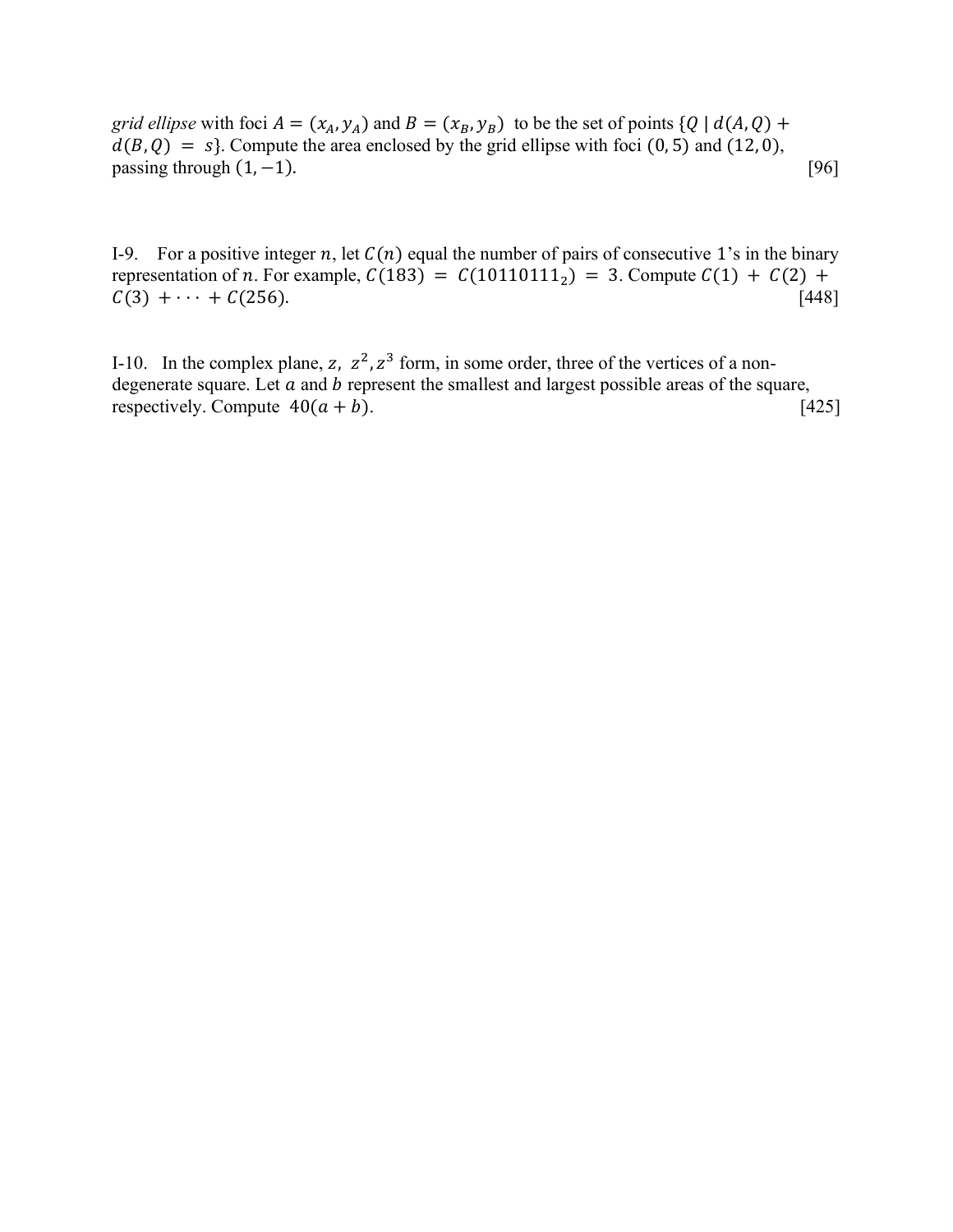*grid ellipse* with foci $A = (x_A, y_A)$ and $B = (x_B, y_B)$ to be the set of points $\{Q \mid d(A, Q) + d(B, Q) = s\}$. Compute the area enclosed by the grid ellipse with foci $(0, 5)$ and $(12, 0)$, passing through $(1, -1)$. [96]

I-9. For a positive integer $n$, let $C(n)$ equal the number of pairs of consecutive 1's in the binary representation of $n$. For example, $C(183) = C(10110111_2) = 3$. Compute $C(1) + C(2) + C(3) + \cdots + C(256)$. [448]

I-10. In the complex plane, $z$, $z^2, z^3$ form, in some order, three of the vertices of a non-degenerate square. Let $a$ and $b$ represent the smallest and largest possible areas of the square, respectively. Compute $40(a + b)$. [425]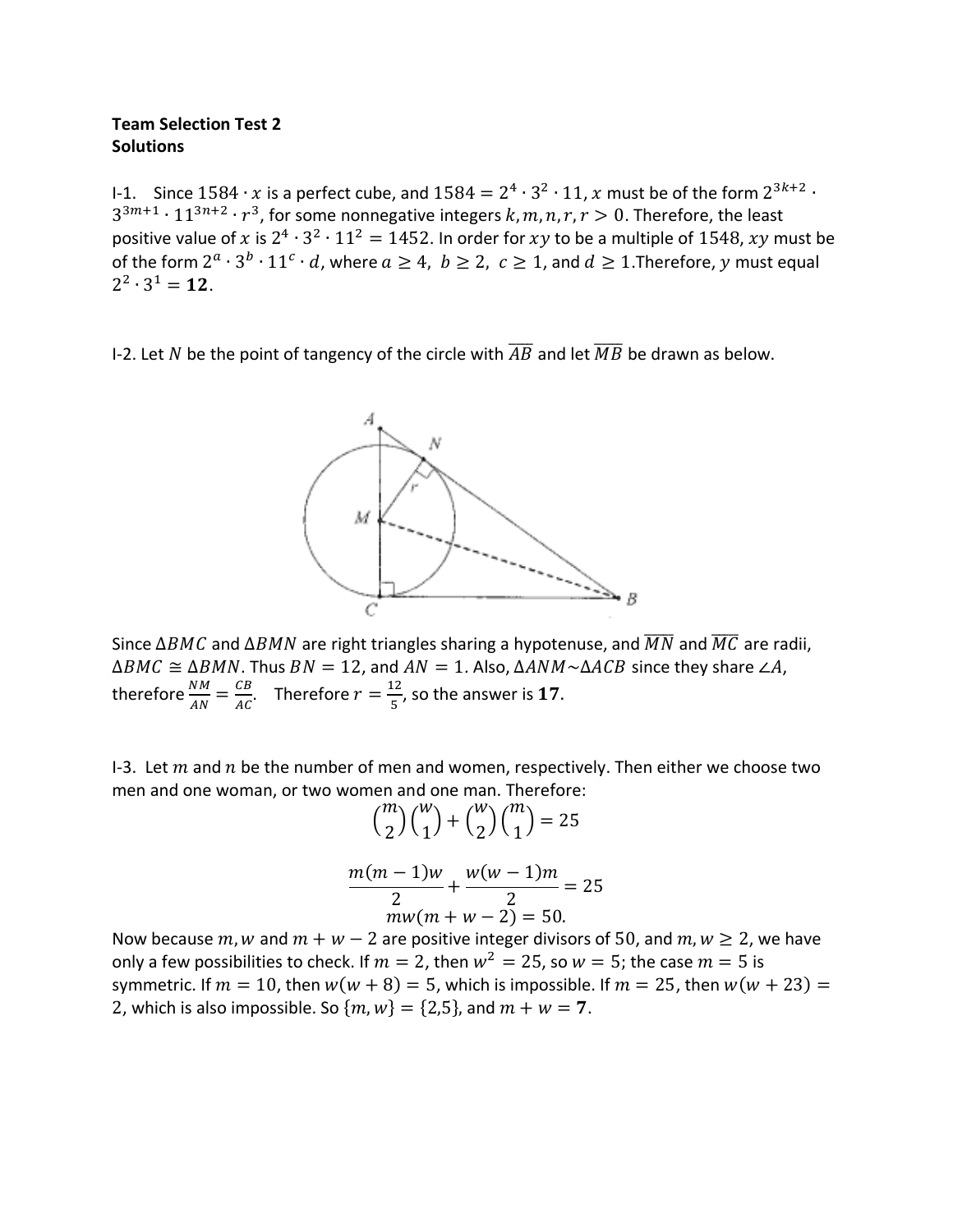**Team Selection Test 2**
**Solutions**

I-1. Since $1584 \cdot x$ is a perfect cube, and $1584 = 2^4 \cdot 3^2 \cdot 11$, $x$ must be of the form $2^{3k+2} \cdot 3^{3m+1} \cdot 11^{3n+2} \cdot r^3$, for some nonnegative integers $k, m, n, r, r > 0$. Therefore, the least positive value of $x$ is $2^4 \cdot 3^2 \cdot 11^2 = 1452$. In order for $xy$ to be a multiple of 1548, $xy$ must be of the form $2^a \cdot 3^b \cdot 11^c \cdot d$, where $a \geq 4$, $b \geq 2$, $c \geq 1$, and $d \geq 1$.Therefore, $y$ must equal $2^2 \cdot 3^1 = \mathbf{12}$.

I-2. Let $N$ be the point of tangency of the circle with $\overline{AB}$ and let $\overline{MB}$ be drawn as below.

Since $\Delta BMC$ and $\Delta BMN$ are right triangles sharing a hypotenuse, and $\overline{MN}$ and $\overline{MC}$ are radii, $\Delta BMC \cong \Delta BMN$. Thus $BN = 12$, and $AN = 1$. Also, $\Delta ANM \sim \Delta ACB$ since they share $\angle A$, therefore $\frac{NM}{AN} = \frac{CB}{AC}$. Therefore $r = \frac{12}{5}$, so the answer is $\mathbf{17}$.

I-3. Let $m$ and $n$ be the number of men and women, respectively. Then either we choose two men and one woman, or two women and one man. Therefore:

$$\binom{m}{2}\binom{w}{1} + \binom{w}{2}\binom{m}{1} = 25$$

$$\frac{m(m-1)w}{2} + \frac{w(w-1)m}{2} = 25$$

$$mw(m + w - 2) = 50.$$

Now because $m, w$ and $m + w - 2$ are positive integer divisors of 50, and $m, w \geq 2$, we have only a few possibilities to check. If $m = 2$, then $w^2 = 25$, so $w = 5$; the case $m = 5$ is symmetric. If $m = 10$, then $w(w + 8) = 5$, which is impossible. If $m = 25$, then $w(w + 23) = 2$, which is also impossible. So $\{m, w\} = \{2, 5\}$, and $m + w = \mathbf{7}$.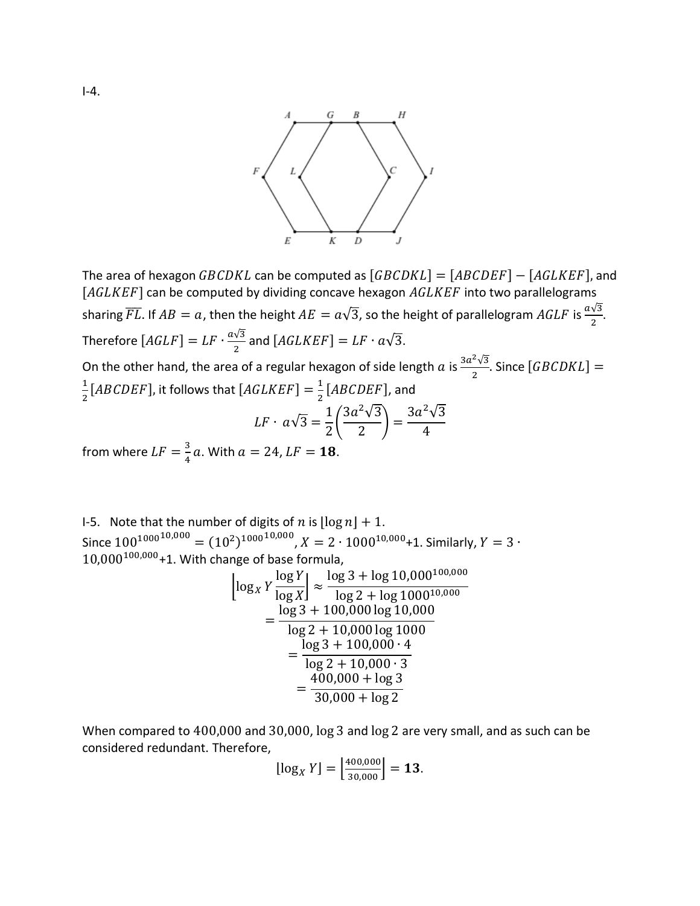I-4.

The area of hexagon $GBCDKL$ can be computed as $[GBCDKL] = [ABCDEF] - [AGLKEF]$, and $[AGLKEF]$ can be computed by dividing concave hexagon $AGLKEF$ into two parallelograms sharing $\overline{FL}$. If $AB = a$, then the height $AE = a\sqrt{3}$, so the height of parallelogram $AGLF$ is $\frac{a\sqrt{3}}{2}$. Therefore $[AGLF] = LF \cdot \frac{a\sqrt{3}}{2}$ and $[AGLKEF] = LF \cdot a\sqrt{3}$.

On the other hand, the area of a regular hexagon of side length $a$ is $\frac{3a^2\sqrt{3}}{2}$. Since $[GBCDKL] = \frac{1}{2}[ABCDEF]$, it follows that $[AGLKEF] = \frac{1}{2}[ABCDEF]$, and

$$LF \cdot a\sqrt{3} = \frac{1}{2}\left(\frac{3a^2\sqrt{3}}{2}\right) = \frac{3a^2\sqrt{3}}{4}$$

from where $LF = \frac{3}{4}a$. With $a = 24$, $LF = \mathbf{18}$.

I-5. Note that the number of digits of $n$ is $\lfloor \log n \rfloor + 1$.

Since $100^{1000^{10,000}} = (10^2)^{1000^{10,000}}$, $X = 2 \cdot 1000^{10,000}+1$. Similarly, $Y = 3 \cdot 10,000^{100,000}+1$. With change of base formula,

$$\left\lfloor \log_X Y \frac{\log Y}{\log X} \right\rfloor \approx \frac{\log 3 + \log 10,000^{100,000}}{\log 2 + \log 1000^{10,000}}$$
$$= \frac{\log 3 + 100,000 \log 10,000}{\log 2 + 10,000 \log 1000}$$
$$= \frac{\log 3 + 100,000 \cdot 4}{\log 2 + 10,000 \cdot 3}$$
$$= \frac{400,000 + \log 3}{30,000 + \log 2}$$

When compared to $400,000$ and $30,000$, $\log 3$ and $\log 2$ are very small, and as such can be considered redundant. Therefore,

$$\lfloor \log_X Y \rfloor = \left\lfloor \frac{400,000}{30,000} \right\rfloor = \mathbf{13}.$$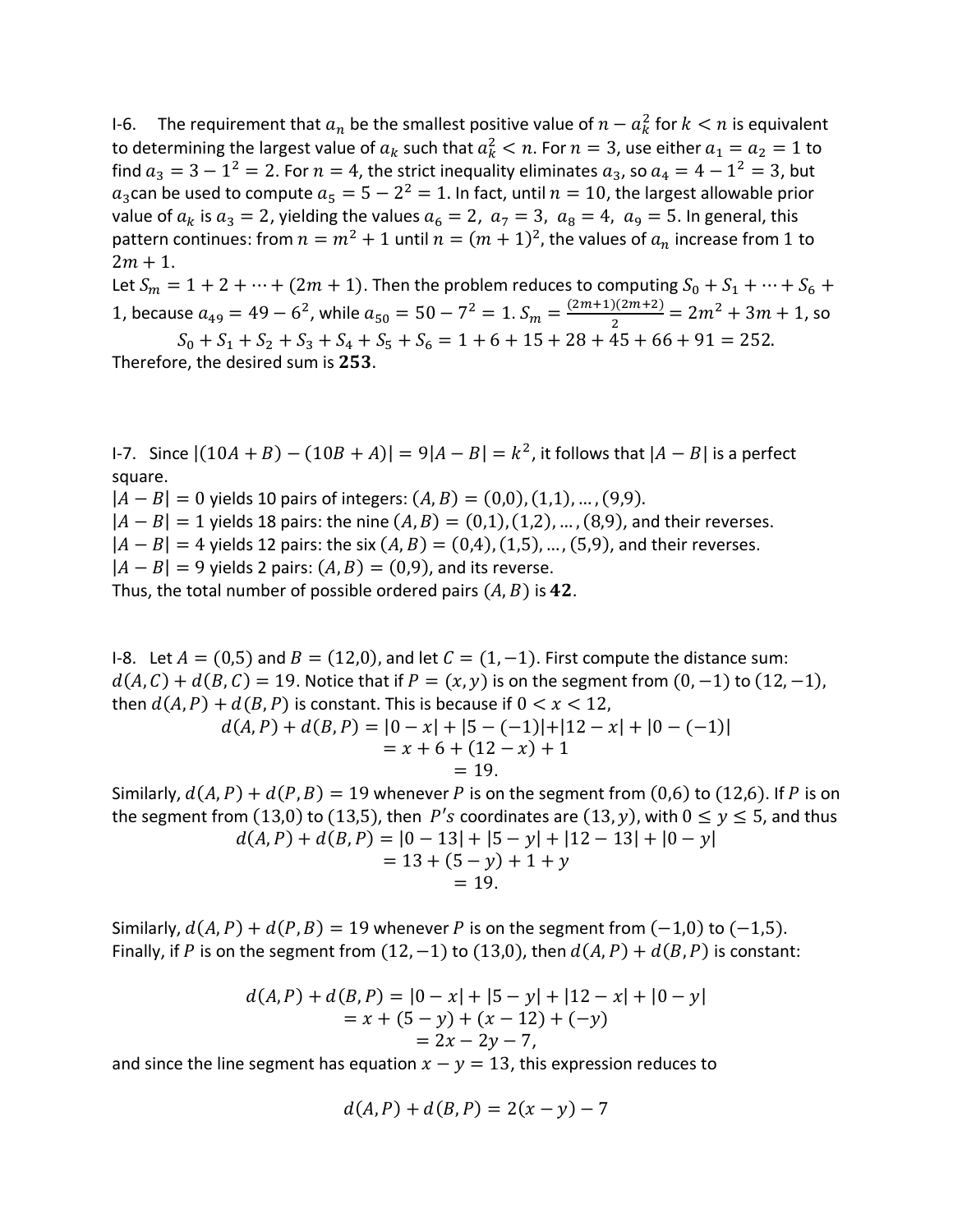I-6. The requirement that $a_n$ be the smallest positive value of $n - a_k^2$ for $k < n$ is equivalent to determining the largest value of $a_k$ such that $a_k^2 < n$. For $n = 3$, use either $a_1 = a_2 = 1$ to find $a_3 = 3 - 1^2 = 2$. For $n = 4$, the strict inequality eliminates $a_3$, so $a_4 = 4 - 1^2 = 3$, but $a_3$ can be used to compute $a_5 = 5 - 2^2 = 1$. In fact, until $n = 10$, the largest allowable prior value of $a_k$ is $a_3 = 2$, yielding the values $a_6 = 2,\ a_7 = 3,\ a_8 = 4,\ a_9 = 5$. In general, this pattern continues: from $n = m^2 + 1$ until $n = (m+1)^2$, the values of $a_n$ increase from 1 to $2m + 1$.

Let $S_m = 1 + 2 + \cdots + (2m+1)$. Then the problem reduces to computing $S_0 + S_1 + \cdots + S_6 + 1$, because $a_{49} = 49 - 6^2$, while $a_{50} = 50 - 7^2 = 1$. $S_m = \frac{(2m+1)(2m+2)}{2} = 2m^2 + 3m + 1$, so

$$S_0 + S_1 + S_2 + S_3 + S_4 + S_5 + S_6 = 1 + 6 + 15 + 28 + 45 + 66 + 91 = 252.$$

Therefore, the desired sum is **253**.

I-7. Since $|(10A + B) - (10B + A)| = 9|A - B| = k^2$, it follows that $|A - B|$ is a perfect square.

$|A - B| = 0$ yields 10 pairs of integers: $(A, B) = (0,0), (1,1), \ldots, (9,9)$.

$|A - B| = 1$ yields 18 pairs: the nine $(A, B) = (0,1), (1,2), \ldots, (8,9)$, and their reverses.

$|A - B| = 4$ yields 12 pairs: the six $(A, B) = (0,4), (1,5), \ldots, (5,9)$, and their reverses.

$|A - B| = 9$ yields 2 pairs: $(A, B) = (0,9)$, and its reverse.

Thus, the total number of possible ordered pairs $(A, B)$ is **42**.

I-8. Let $A = (0,5)$ and $B = (12,0)$, and let $C = (1,-1)$. First compute the distance sum: $d(A, C) + d(B, C) = 19$. Notice that if $P = (x, y)$ is on the segment from $(0,-1)$ to $(12,-1)$, then $d(A, P) + d(B, P)$ is constant. This is because if $0 < x < 12$,

$$\begin{aligned} d(A, P) + d(B, P) &= |0 - x| + |5 - (-1)| + |12 - x| + |0 - (-1)| \\ &= x + 6 + (12 - x) + 1 \\ &= 19. \end{aligned}$$

Similarly, $d(A, P) + d(P, B) = 19$ whenever $P$ is on the segment from $(0,6)$ to $(12,6)$. If $P$ is on the segment from $(13,0)$ to $(13,5)$, then $P$'s coordinates are $(13, y)$, with $0 \le y \le 5$, and thus

$$\begin{aligned} d(A, P) + d(B, P) &= |0 - 13| + |5 - y| + |12 - 13| + |0 - y| \\ &= 13 + (5 - y) + 1 + y \\ &= 19. \end{aligned}$$

Similarly, $d(A, P) + d(P, B) = 19$ whenever $P$ is on the segment from $(-1,0)$ to $(-1,5)$. Finally, if $P$ is on the segment from $(12,-1)$ to $(13,0)$, then $d(A, P) + d(B, P)$ is constant:

$$\begin{aligned} d(A, P) + d(B, P) &= |0 - x| + |5 - y| + |12 - x| + |0 - y| \\ &= x + (5 - y) + (x - 12) + (-y) \\ &= 2x - 2y - 7, \end{aligned}$$

and since the line segment has equation $x - y = 13$, this expression reduces to

$$d(A, P) + d(B, P) = 2(x - y) - 7$$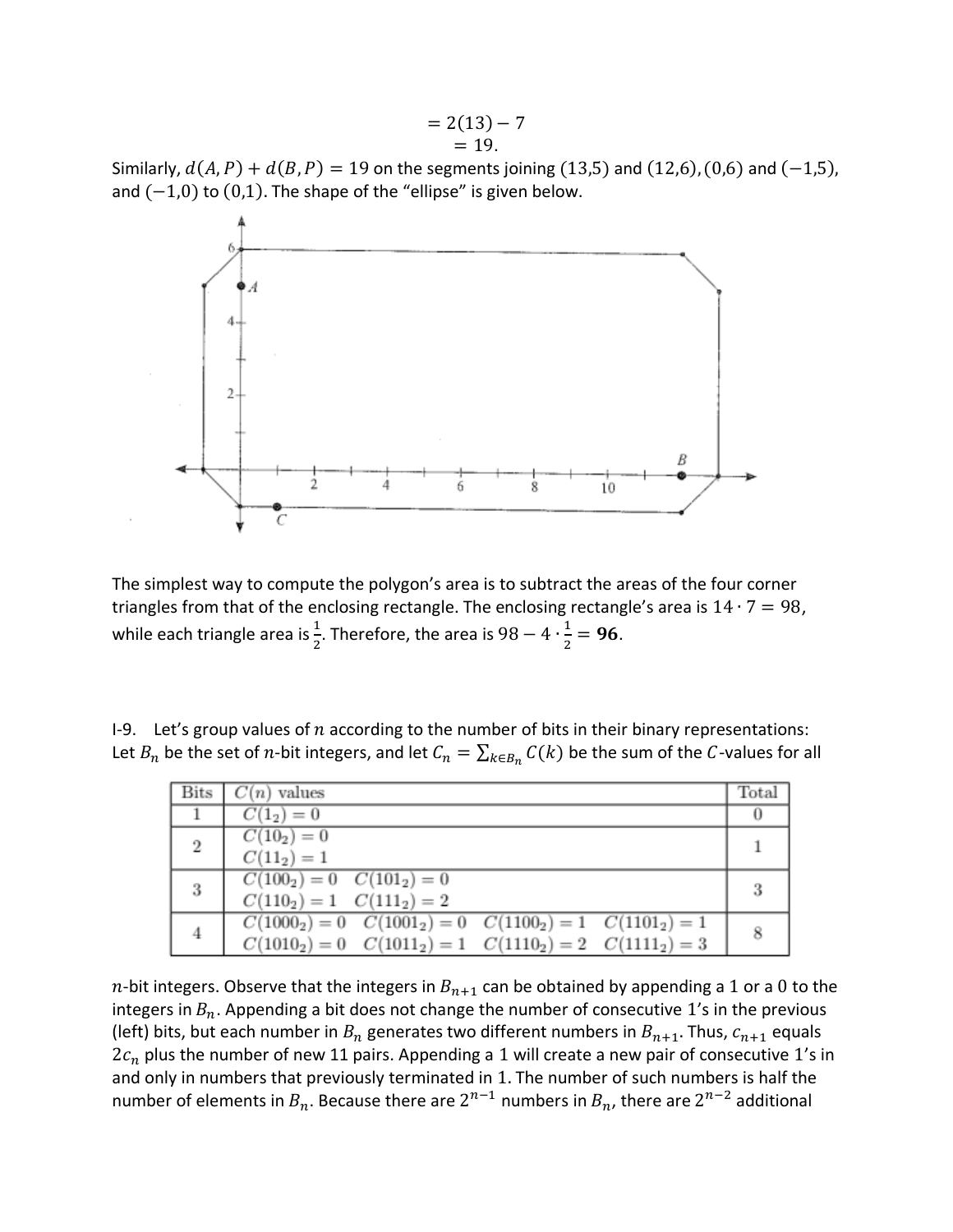$$= 2(13) - 7$$
$$= 19.$$

Similarly, $d(A, P) + d(B, P) = 19$ on the segments joining $(13,5)$ and $(12,6)$, $(0,6)$ and $(-1,5)$, and $(-1,0)$ to $(0,1)$. The shape of the "ellipse" is given below.

The simplest way to compute the polygon's area is to subtract the areas of the four corner triangles from that of the enclosing rectangle. The enclosing rectangle's area is $14 \cdot 7 = 98$, while each triangle area is $\frac{1}{2}$. Therefore, the area is $98 - 4 \cdot \frac{1}{2} = \mathbf{96}$.

I-9. Let's group values of $n$ according to the number of bits in their binary representations: Let $B_n$ be the set of $n$-bit integers, and let $C_n = \sum_{k \in B_n} C(k)$ be the sum of the $C$-values for all $n$-bit integers.

| Bits | $C(n)$ values | | | | Total |
|---|---|---|---|---|---|
| 1 | $C(1_2) = 0$ | | | | 0 |
| 2 | $C(10_2) = 0$ <br> $C(11_2) = 1$ | | | | 1 |
| 3 | $C(100_2) = 0$ <br> $C(110_2) = 1$ | $C(101_2) = 0$ <br> $C(111_2) = 2$ | | | 3 |
| 4 | $C(1000_2) = 0$ <br> $C(1010_2) = 0$ | $C(1001_2) = 0$ <br> $C(1011_2) = 1$ | $C(1100_2) = 1$ <br> $C(1110_2) = 2$ | $C(1101_2) = 1$ <br> $C(1111_2) = 3$ | 8 |

Observe that the integers in $B_{n+1}$ can be obtained by appending a 1 or a 0 to the integers in $B_n$. Appending a bit does not change the number of consecutive 1's in the previous (left) bits, but each number in $B_n$ generates two different numbers in $B_{n+1}$. Thus, $c_{n+1}$ equals $2c_n$ plus the number of new 11 pairs. Appending a 1 will create a new pair of consecutive 1's in and only in numbers that previously terminated in 1. The number of such numbers is half the number of elements in $B_n$. Because there are $2^{n-1}$ numbers in $B_n$, there are $2^{n-2}$ additional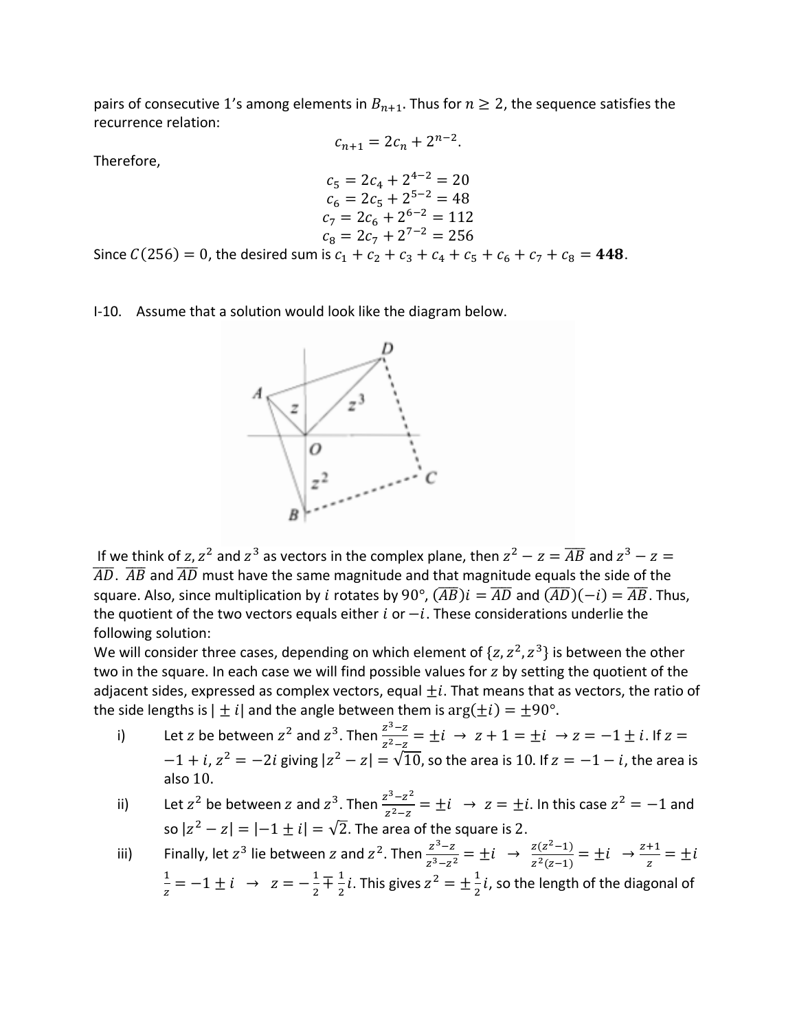pairs of consecutive 1's among elements in $B_{n+1}$. Thus for $n \geq 2$, the sequence satisfies the recurrence relation:

$$c_{n+1} = 2c_n + 2^{n-2}.$$

Therefore,

$$c_5 = 2c_4 + 2^{4-2} = 20$$
$$c_6 = 2c_5 + 2^{5-2} = 48$$
$$c_7 = 2c_6 + 2^{6-2} = 112$$
$$c_8 = 2c_7 + 2^{7-2} = 256$$

Since $C(256) = 0$, the desired sum is $c_1 + c_2 + c_3 + c_4 + c_5 + c_6 + c_7 + c_8 = \mathbf{448}$.

I-10. Assume that a solution would look like the diagram below.

If we think of $z, z^2$ and $z^3$ as vectors in the complex plane, then $z^2 - z = \overline{AB}$ and $z^3 - z = \overline{AD}$. $\overline{AB}$ and $\overline{AD}$ must have the same magnitude and that magnitude equals the side of the square. Also, since multiplication by $i$ rotates by $90°$, $(\overline{AB})i = \overline{AD}$ and $(\overline{AD})(-i) = \overline{AB}$. Thus, the quotient of the two vectors equals either $i$ or $-i$. These considerations underlie the following solution:

We will consider three cases, depending on which element of $\{z, z^2, z^3\}$ is between the other two in the square. In each case we will find possible values for $z$ by setting the quotient of the adjacent sides, expressed as complex vectors, equal $\pm i$. That means that as vectors, the ratio of the side lengths is $|\pm i|$ and the angle between them is $\arg(\pm i) = \pm 90°$.

i) Let $z$ be between $z^2$ and $z^3$. Then $\frac{z^3 - z}{z^2 - z} = \pm i \rightarrow z + 1 = \pm i \rightarrow z = -1 \pm i$. If $z = -1 + i$, $z^2 = -2i$ giving $|z^2 - z| = \sqrt{10}$, so the area is 10. If $z = -1 - i$, the area is also 10.

ii) Let $z^2$ be between $z$ and $z^3$. Then $\frac{z^3 - z^2}{z^2 - z} = \pm i \rightarrow z = \pm i$. In this case $z^2 = -1$ and so $|z^2 - z| = |-1 \pm i| = \sqrt{2}$. The area of the square is 2.

iii) Finally, let $z^3$ lie between $z$ and $z^2$. Then $\frac{z^3 - z}{z^3 - z^2} = \pm i \rightarrow \frac{z(z^2 - 1)}{z^2(z - 1)} = \pm i \rightarrow \frac{z + 1}{z} = \pm i$
$\frac{1}{z} = -1 \pm i \rightarrow z = -\frac{1}{2} \mp \frac{1}{2}i$. This gives $z^2 = \pm\frac{1}{2}i$, so the length of the diagonal of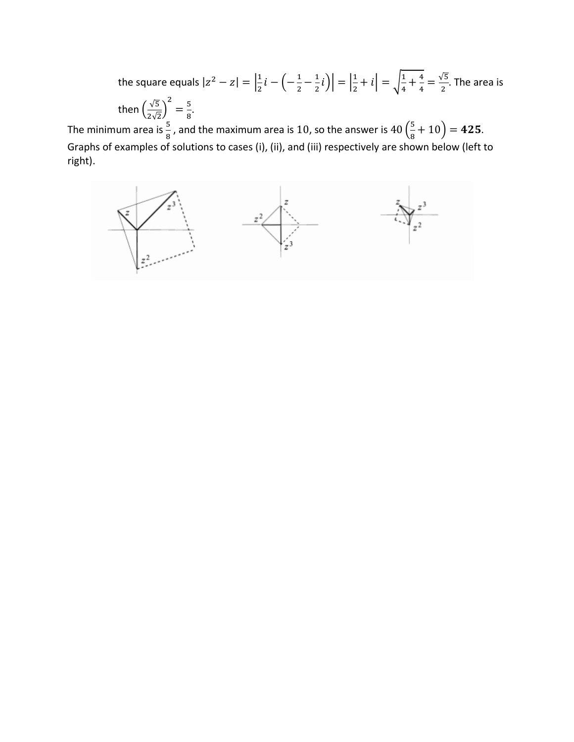the square equals $|z^2 - z| = \left|\frac{1}{2}i - \left(-\frac{1}{2} - \frac{1}{2}i\right)\right| = \left|\frac{1}{2} + i\right| = \sqrt{\frac{1}{4} + \frac{4}{4}} = \frac{\sqrt{5}}{2}$. The area is then $\left(\frac{\sqrt{5}}{2\sqrt{2}}\right)^2 = \frac{5}{8}$.

The minimum area is $\frac{5}{8}$, and the maximum area is $10$, so the answer is $40\left(\frac{5}{8} + 10\right) = \mathbf{425}$.

Graphs of examples of solutions to cases (i), (ii), and (iii) respectively are shown below (left to right).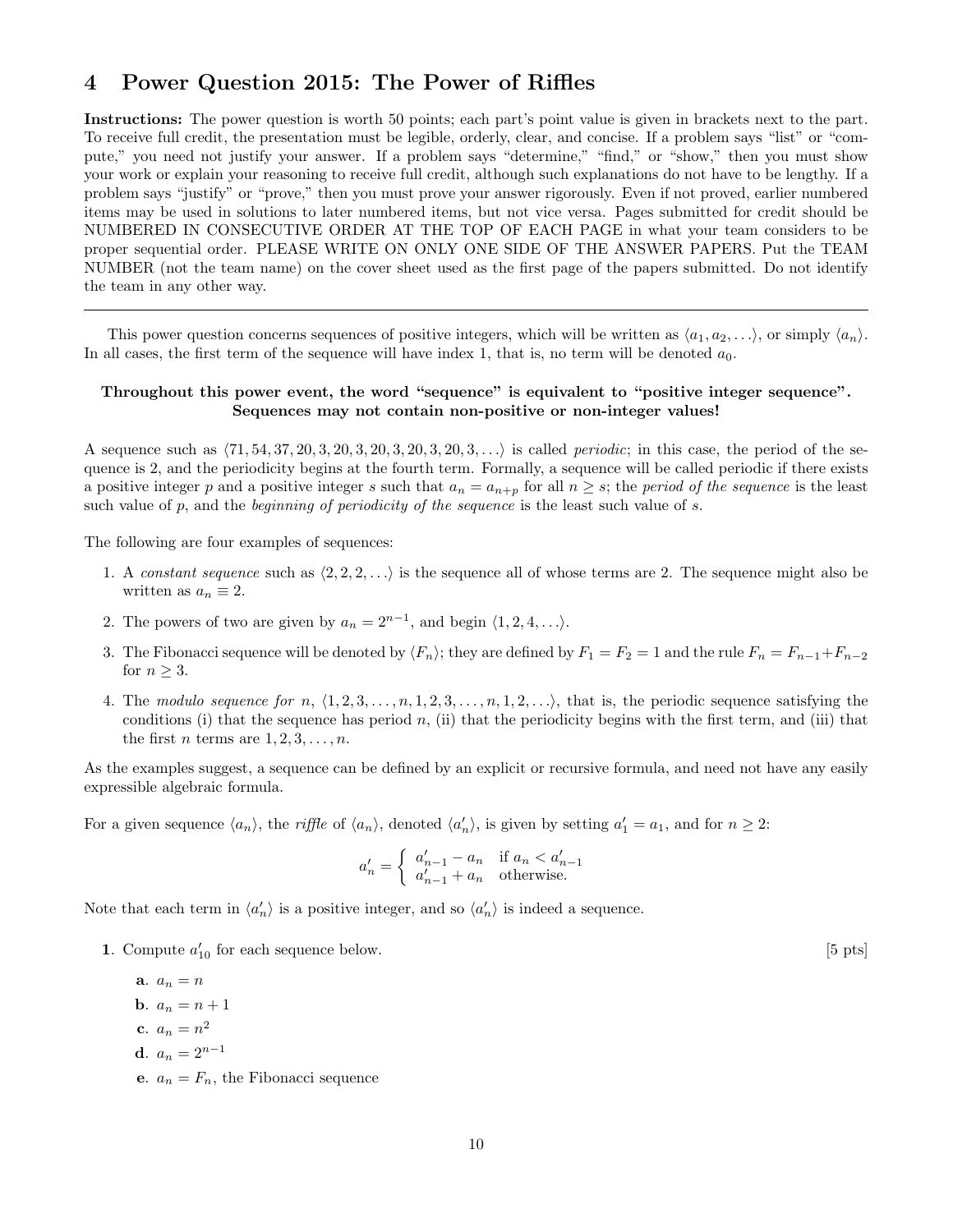# 4 Power Question 2015: The Power of Riffles

**Instructions:** The power question is worth 50 points; each part's point value is given in brackets next to the part. To receive full credit, the presentation must be legible, orderly, clear, and concise. If a problem says "list" or "compute," you need not justify your answer. If a problem says "determine," "find," or "show," then you must show your work or explain your reasoning to receive full credit, although such explanations do not have to be lengthy. If a problem says "justify" or "prove," then you must prove your answer rigorously. Even if not proved, earlier numbered items may be used in solutions to later numbered items, but not vice versa. Pages submitted for credit should be NUMBERED IN CONSECUTIVE ORDER AT THE TOP OF EACH PAGE in what your team considers to be proper sequential order. PLEASE WRITE ON ONLY ONE SIDE OF THE ANSWER PAPERS. Put the TEAM NUMBER (not the team name) on the cover sheet used as the first page of the papers submitted. Do not identify the team in any other way.

---

This power question concerns sequences of positive integers, which will be written as $\langle a_1, a_2, \ldots \rangle$, or simply $\langle a_n \rangle$. In all cases, the first term of the sequence will have index 1, that is, no term will be denoted $a_0$.

**Throughout this power event, the word "sequence" is equivalent to "positive integer sequence". Sequences may not contain non-positive or non-integer values!**

A sequence such as $\langle 71, 54, 37, 20, 3, 20, 3, 20, 3, 20, 3, 20, 3, \ldots \rangle$ is called *periodic*; in this case, the period of the sequence is 2, and the periodicity begins at the fourth term. Formally, a sequence will be called periodic if there exists a positive integer $p$ and a positive integer $s$ such that $a_n = a_{n+p}$ for all $n \geq s$; the *period of the sequence* is the least such value of $p$, and the *beginning of periodicity of the sequence* is the least such value of $s$.

The following are four examples of sequences:

1. A *constant sequence* such as $\langle 2, 2, 2, \ldots \rangle$ is the sequence all of whose terms are 2. The sequence might also be written as $a_n \equiv 2$.
2. The powers of two are given by $a_n = 2^{n-1}$, and begin $\langle 1, 2, 4, \ldots \rangle$.
3. The Fibonacci sequence will be denoted by $\langle F_n \rangle$; they are defined by $F_1 = F_2 = 1$ and the rule $F_n = F_{n-1} + F_{n-2}$ for $n \geq 3$.
4. The *modulo sequence for* $n$, $\langle 1, 2, 3, \ldots, n, 1, 2, 3, \ldots, n, 1, 2, \ldots \rangle$, that is, the periodic sequence satisfying the conditions (i) that the sequence has period $n$, (ii) that the periodicity begins with the first term, and (iii) that the first $n$ terms are $1, 2, 3, \ldots, n$.

As the examples suggest, a sequence can be defined by an explicit or recursive formula, and need not have any easily expressible algebraic formula.

For a given sequence $\langle a_n \rangle$, the *riffle* of $\langle a_n \rangle$, denoted $\langle a'_n \rangle$, is given by setting $a'_1 = a_1$, and for $n \geq 2$:

$$a'_n = \begin{cases} a'_{n-1} - a_n & \text{if } a_n < a'_{n-1} \\ a'_{n-1} + a_n & \text{otherwise.} \end{cases}$$

Note that each term in $\langle a'_n \rangle$ is a positive integer, and so $\langle a'_n \rangle$ is indeed a sequence.

**1**. Compute $a'_{10}$ for each sequence below. [5 pts]

**a**. $a_n = n$

**b**. $a_n = n + 1$

**c**. $a_n = n^2$

**d**. $a_n = 2^{n-1}$

**e**. $a_n = F_n$, the Fibonacci sequence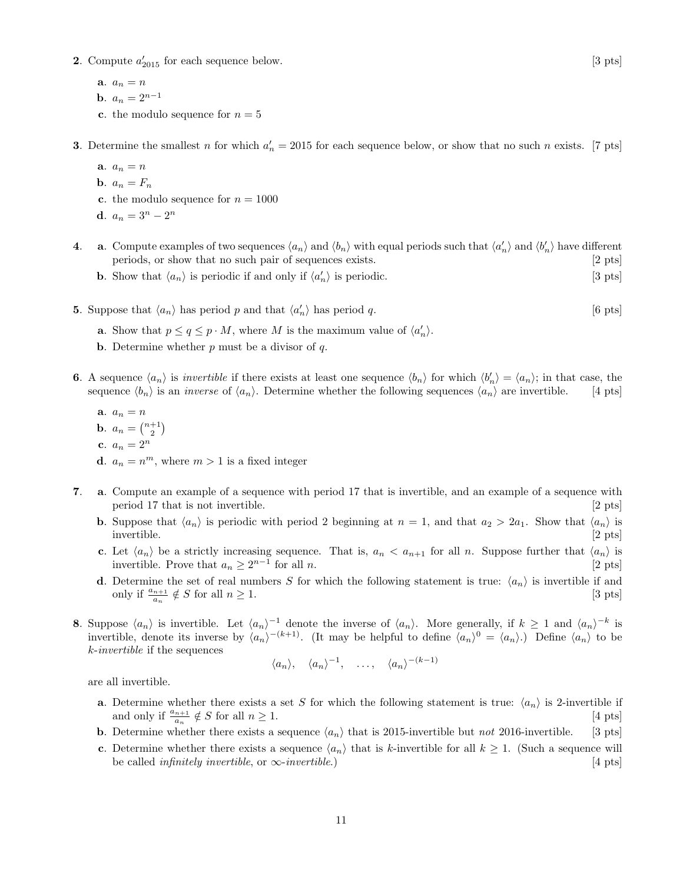**2**. Compute $a'_{2015}$ for each sequence below. [3 pts]

- **a**. $a_n = n$
- **b**. $a_n = 2^{n-1}$
- **c**. the modulo sequence for $n = 5$

**3**. Determine the smallest $n$ for which $a'_n = 2015$ for each sequence below, or show that no such $n$ exists. [7 pts]

- **a**. $a_n = n$
- **b**. $a_n = F_n$
- **c**. the modulo sequence for $n = 1000$
- **d**. $a_n = 3^n - 2^n$

**4**.

- **a**. Compute examples of two sequences $\langle a_n \rangle$ and $\langle b_n \rangle$ with equal periods such that $\langle a'_n \rangle$ and $\langle b'_n \rangle$ have different periods, or show that no such pair of sequences exists. [2 pts]
- **b**. Show that $\langle a_n \rangle$ is periodic if and only if $\langle a'_n \rangle$ is periodic. [3 pts]

**5**. Suppose that $\langle a_n \rangle$ has period $p$ and that $\langle a'_n \rangle$ has period $q$. [6 pts]

- **a**. Show that $p \le q \le p \cdot M$, where $M$ is the maximum value of $\langle a'_n \rangle$.
- **b**. Determine whether $p$ must be a divisor of $q$.

**6**. A sequence $\langle a_n \rangle$ is *invertible* if there exists at least one sequence $\langle b_n \rangle$ for which $\langle b'_n \rangle = \langle a_n \rangle$; in that case, the sequence $\langle b_n \rangle$ is an *inverse* of $\langle a_n \rangle$. Determine whether the following sequences $\langle a_n \rangle$ are invertible. [4 pts]

- **a**. $a_n = n$
- **b**. $a_n = \binom{n+1}{2}$
- **c**. $a_n = 2^n$
- **d**. $a_n = n^m$, where $m > 1$ is a fixed integer

**7**.

- **a**. Compute an example of a sequence with period 17 that is invertible, and an example of a sequence with period 17 that is not invertible. [2 pts]
- **b**. Suppose that $\langle a_n \rangle$ is periodic with period 2 beginning at $n = 1$, and that $a_2 > 2a_1$. Show that $\langle a_n \rangle$ is invertible. [2 pts]
- **c**. Let $\langle a_n \rangle$ be a strictly increasing sequence. That is, $a_n < a_{n+1}$ for all $n$. Suppose further that $\langle a_n \rangle$ is invertible. Prove that $a_n \ge 2^{n-1}$ for all $n$. [2 pts]
- **d**. Determine the set of real numbers $S$ for which the following statement is true: $\langle a_n \rangle$ is invertible if and only if $\frac{a_{n+1}}{a_n} \notin S$ for all $n \ge 1$. [3 pts]

**8**. Suppose $\langle a_n \rangle$ is invertible. Let $\langle a_n \rangle^{-1}$ denote the inverse of $\langle a_n \rangle$. More generally, if $k \ge 1$ and $\langle a_n \rangle^{-k}$ is invertible, denote its inverse by $\langle a_n \rangle^{-(k+1)}$. (It may be helpful to define $\langle a_n \rangle^0 = \langle a_n \rangle$.) Define $\langle a_n \rangle$ to be *k-invertible* if the sequences

$$\langle a_n \rangle, \quad \langle a_n \rangle^{-1}, \quad \ldots, \quad \langle a_n \rangle^{-(k-1)}$$

are all invertible.

- **a**. Determine whether there exists a set $S$ for which the following statement is true: $\langle a_n \rangle$ is 2-invertible if and only if $\frac{a_{n+1}}{a_n} \notin S$ for all $n \ge 1$. [4 pts]
- **b**. Determine whether there exists a sequence $\langle a_n \rangle$ that is 2015-invertible but *not* 2016-invertible. [3 pts]
- **c**. Determine whether there exists a sequence $\langle a_n \rangle$ that is $k$-invertible for all $k \ge 1$. (Such a sequence will be called *infinitely invertible*, or *∞-invertible*.) [4 pts]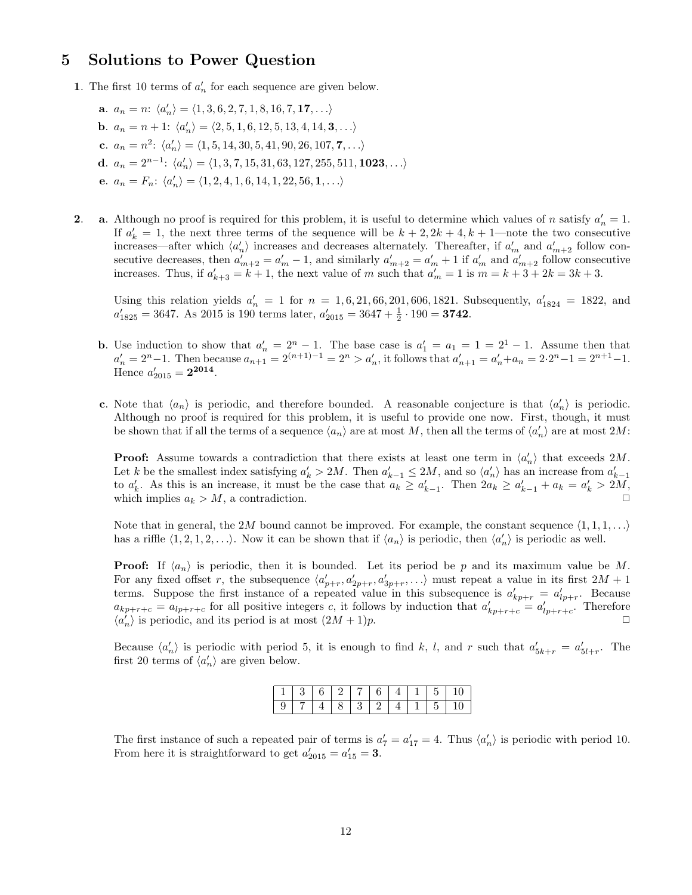# 5 Solutions to Power Question

**1**. The first 10 terms of $a'_n$ for each sequence are given below.

- **a**. $a_n = n$: $\langle a'_n \rangle = \langle 1, 3, 6, 2, 7, 1, 8, 16, 7, \mathbf{17}, \ldots \rangle$
- **b**. $a_n = n+1$: $\langle a'_n \rangle = \langle 2, 5, 1, 6, 12, 5, 13, 4, 14, \mathbf{3}, \ldots \rangle$
- **c**. $a_n = n^2$: $\langle a'_n \rangle = \langle 1, 5, 14, 30, 5, 41, 90, 26, 107, \mathbf{7}, \ldots \rangle$
- **d**. $a_n = 2^{n-1}$: $\langle a'_n \rangle = \langle 1, 3, 7, 15, 31, 63, 127, 255, 511, \mathbf{1023}, \ldots \rangle$
- **e**. $a_n = F_n$: $\langle a'_n \rangle = \langle 1, 2, 4, 1, 6, 14, 1, 22, 56, \mathbf{1}, \ldots \rangle$

**2**. **a**. Although no proof is required for this problem, it is useful to determine which values of $n$ satisfy $a'_n = 1$. If $a'_k = 1$, the next three terms of the sequence will be $k+2, 2k+4, k+1$—note the two consecutive increases—after which $\langle a'_n \rangle$ increases and decreases alternately. Thereafter, if $a'_m$ and $a'_{m+2}$ follow consecutive decreases, then $a'_{m+2} = a'_m - 1$, and similarly $a'_{m+2} = a'_m + 1$ if $a'_m$ and $a'_{m+2}$ follow consecutive increases. Thus, if $a'_{k+3} = k+1$, the next value of $m$ such that $a'_m = 1$ is $m = k+3+2k = 3k+3$.

Using this relation yields $a'_n = 1$ for $n = 1, 6, 21, 66, 201, 606, 1821$. Subsequently, $a'_{1824} = 1822$, and $a'_{1825} = 3647$. As 2015 is 190 terms later, $a'_{2015} = 3647 + \frac{1}{2} \cdot 190 = \mathbf{3742}$.

**b**. Use induction to show that $a'_n = 2^n - 1$. The base case is $a'_1 = a_1 = 1 = 2^1 - 1$. Assume then that $a'_n = 2^n - 1$. Then because $a_{n+1} = 2^{(n+1)-1} = 2^n > a'_n$, it follows that $a'_{n+1} = a'_n + a_n = 2 \cdot 2^n - 1 = 2^{n+1} - 1$. Hence $a'_{2015} = \mathbf{2^{2014}}$.

**c**. Note that $\langle a_n \rangle$ is periodic, and therefore bounded. A reasonable conjecture is that $\langle a'_n \rangle$ is periodic. Although no proof is required for this problem, it is useful to provide one now. First, though, it must be shown that if all the terms of a sequence $\langle a_n \rangle$ are at most $M$, then all the terms of $\langle a'_n \rangle$ are at most $2M$:

**Proof:** Assume towards a contradiction that there exists at least one term in $\langle a'_n \rangle$ that exceeds $2M$. Let $k$ be the smallest index satisfying $a'_k > 2M$. Then $a'_{k-1} \leq 2M$, and so $\langle a'_n \rangle$ has an increase from $a'_{k-1}$ to $a'_k$. As this is an increase, it must be the case that $a_k \geq a'_{k-1}$. Then $2a_k \geq a'_{k-1} + a_k = a'_k > 2M$, which implies $a_k > M$, a contradiction. $\square$

Note that in general, the $2M$ bound cannot be improved. For example, the constant sequence $\langle 1, 1, 1, \ldots \rangle$ has a riffle $\langle 1, 2, 1, 2, \ldots \rangle$. Now it can be shown that if $\langle a_n \rangle$ is periodic, then $\langle a'_n \rangle$ is periodic as well.

**Proof:** If $\langle a_n \rangle$ is periodic, then it is bounded. Let its period be $p$ and its maximum value be $M$. For any fixed offset $r$, the subsequence $\langle a'_{p+r}, a'_{2p+r}, a'_{3p+r}, \ldots \rangle$ must repeat a value in its first $2M+1$ terms. Suppose the first instance of a repeated value in this subsequence is $a'_{kp+r} = a'_{lp+r}$. Because $a_{kp+r+c} = a_{lp+r+c}$ for all positive integers $c$, it follows by induction that $a'_{kp+r+c} = a'_{lp+r+c}$. Therefore $\langle a'_n \rangle$ is periodic, and its period is at most $(2M+1)p$. $\square$

Because $\langle a'_n \rangle$ is periodic with period 5, it is enough to find $k$, $l$, and $r$ such that $a'_{5k+r} = a'_{5l+r}$. The first 20 terms of $\langle a'_n \rangle$ are given below.

| | | | | | | | | | |
|---|---|---|---|---|---|---|---|---|---|
| 1 | 3 | 6 | 2 | 7 | 6 | 4 | 1 | 5 | 10 |
| 9 | 7 | 4 | 8 | 3 | 2 | 4 | 1 | 5 | 10 |

The first instance of such a repeated pair of terms is $a'_7 = a'_{17} = 4$. Thus $\langle a'_n \rangle$ is periodic with period 10. From here it is straightforward to get $a'_{2015} = a'_{15} = \mathbf{3}$.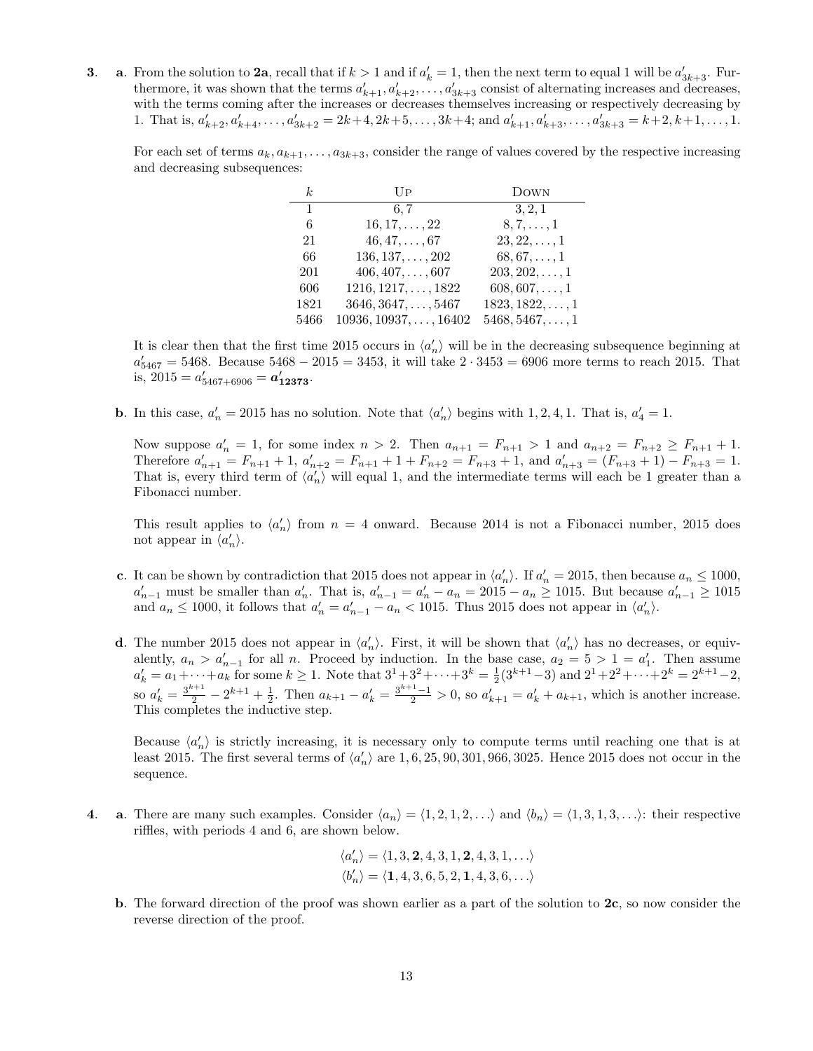**3.** **a**. From the solution to **2a**, recall that if $k > 1$ and if $a'_k = 1$, then the next term to equal 1 will be $a'_{3k+3}$. Furthermore, it was shown that the terms $a'_{k+1}, a'_{k+2}, \ldots, a'_{3k+3}$ consist of alternating increases and decreases, with the terms coming after the increases or decreases themselves increasing or respectively decreasing by 1. That is, $a'_{k+2}, a'_{k+4}, \ldots, a'_{3k+2} = 2k+4, 2k+5, \ldots, 3k+4$; and $a'_{k+1}, a'_{k+3}, \ldots, a'_{3k+3} = k+2, k+1, \ldots, 1$.

For each set of terms $a_k, a_{k+1}, \ldots, a_{3k+3}$, consider the range of values covered by the respective increasing and decreasing subsequences:

| $k$ | Up | Down |
|---|---|---|
| 1 | $6, 7$ | $3, 2, 1$ |
| 6 | $16, 17, \ldots, 22$ | $8, 7, \ldots, 1$ |
| 21 | $46, 47, \ldots, 67$ | $23, 22, \ldots, 1$ |
| 66 | $136, 137, \ldots, 202$ | $68, 67, \ldots, 1$ |
| 201 | $406, 407, \ldots, 607$ | $203, 202, \ldots, 1$ |
| 606 | $1216, 1217, \ldots, 1822$ | $608, 607, \ldots, 1$ |
| 1821 | $3646, 3647, \ldots, 5467$ | $1823, 1822, \ldots, 1$ |
| 5466 | $10936, 10937, \ldots, 16402$ | $5468, 5467, \ldots, 1$ |

It is clear then that the first time 2015 occurs in $\langle a'_n \rangle$ will be in the decreasing subsequence beginning at $a'_{5467} = 5468$. Because $5468 - 2015 = 3453$, it will take $2 \cdot 3453 = 6906$ more terms to reach 2015. That is, $2015 = a'_{5467+6906} = \boldsymbol{a'_{12373}}$.

**b**. In this case, $a'_n = 2015$ has no solution. Note that $\langle a'_n \rangle$ begins with $1, 2, 4, 1$. That is, $a'_4 = 1$.

Now suppose $a'_n = 1$, for some index $n > 2$. Then $a_{n+1} = F_{n+1} > 1$ and $a_{n+2} = F_{n+2} \geq F_{n+1} + 1$. Therefore $a'_{n+1} = F_{n+1} + 1$, $a'_{n+2} = F_{n+1} + 1 + F_{n+2} = F_{n+3} + 1$, and $a'_{n+3} = (F_{n+3} + 1) - F_{n+3} = 1$. That is, every third term of $\langle a'_n \rangle$ will equal 1, and the intermediate terms will each be 1 greater than a Fibonacci number.

This result applies to $\langle a'_n \rangle$ from $n = 4$ onward. Because 2014 is not a Fibonacci number, 2015 does not appear in $\langle a'_n \rangle$.

**c**. It can be shown by contradiction that 2015 does not appear in $\langle a'_n \rangle$. If $a'_n = 2015$, then because $a_n \leq 1000$, $a'_{n-1}$ must be smaller than $a'_n$. That is, $a'_{n-1} = a'_n - a_n = 2015 - a_n \geq 1015$. But because $a'_{n-1} \geq 1015$ and $a_n \leq 1000$, it follows that $a'_n = a'_{n-1} - a_n < 1015$. Thus 2015 does not appear in $\langle a'_n \rangle$.

**d**. The number 2015 does not appear in $\langle a'_n \rangle$. First, it will be shown that $\langle a'_n \rangle$ has no decreases, or equivalently, $a_n > a'_{n-1}$ for all $n$. Proceed by induction. In the base case, $a_2 = 5 > 1 = a'_1$. Then assume $a'_k = a_1 + \cdots + a_k$ for some $k \geq 1$. Note that $3^1 + 3^2 + \cdots + 3^k = \frac{1}{2}(3^{k+1} - 3)$ and $2^1 + 2^2 + \cdots + 2^k = 2^{k+1} - 2$, so $a'_k = \frac{3^{k+1}}{2} - 2^{k+1} + \frac{1}{2}$. Then $a_{k+1} - a'_k = \frac{3^{k+1} - 1}{2} > 0$, so $a'_{k+1} = a'_k + a_{k+1}$, which is another increase. This completes the inductive step.

Because $\langle a'_n \rangle$ is strictly increasing, it is necessary only to compute terms until reaching one that is at least 2015. The first several terms of $\langle a'_n \rangle$ are $1, 6, 25, 90, 301, 966, 3025$. Hence 2015 does not occur in the sequence.

**4.** **a**. There are many such examples. Consider $\langle a_n \rangle = \langle 1, 2, 1, 2, \ldots \rangle$ and $\langle b_n \rangle = \langle 1, 3, 1, 3, \ldots \rangle$: their respective riffles, with periods 4 and 6, are shown below.

$$\langle a'_n \rangle = \langle 1, 3, \mathbf{2}, 4, 3, 1, \mathbf{2}, 4, 3, 1, \ldots \rangle$$
$$\langle b'_n \rangle = \langle \mathbf{1}, 4, 3, 6, 5, 2, \mathbf{1}, 4, 3, 6, \ldots \rangle$$

**b**. The forward direction of the proof was shown earlier as a part of the solution to **2c**, so now consider the reverse direction of the proof.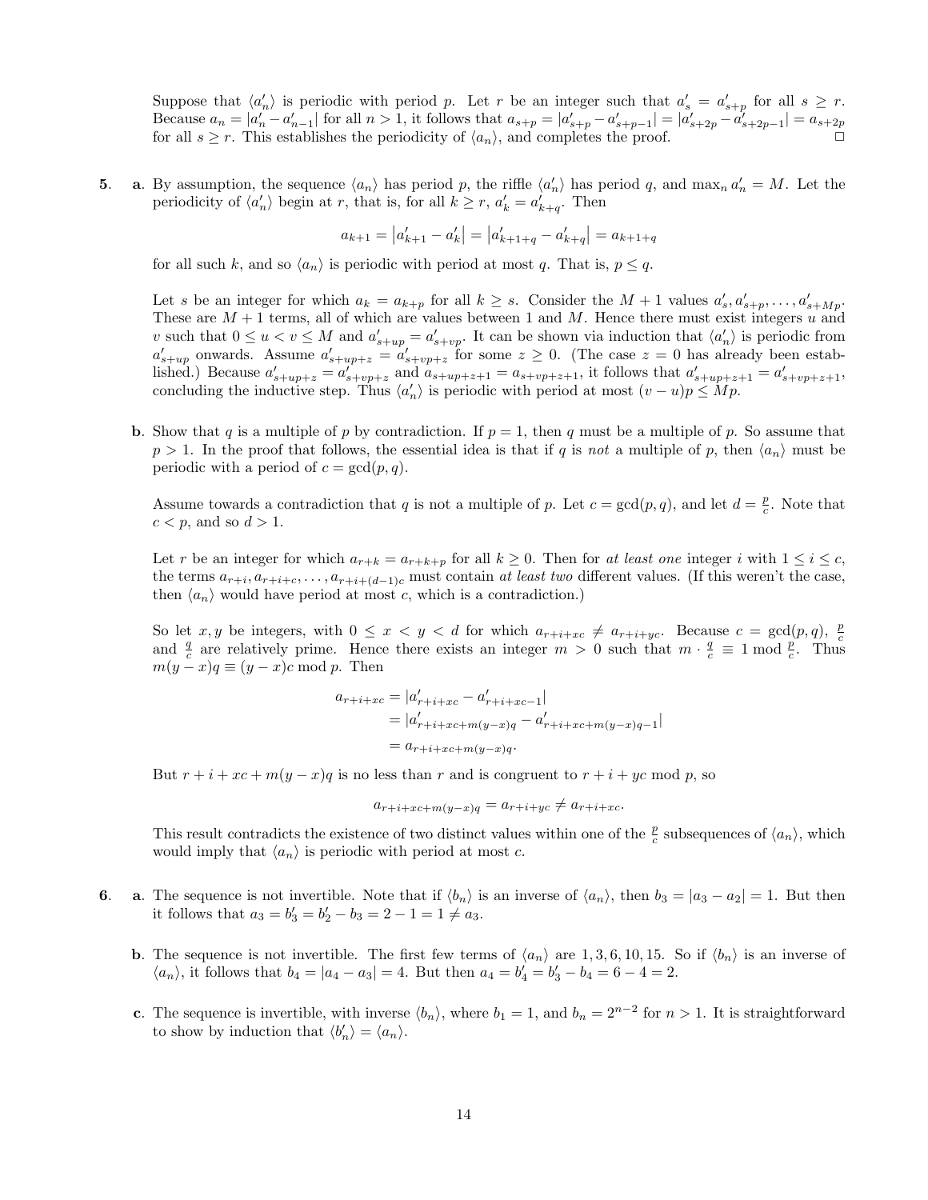Suppose that $\langle a'_n \rangle$ is periodic with period $p$. Let $r$ be an integer such that $a'_s = a'_{s+p}$ for all $s \geq r$. Because $a_n = |a'_n - a'_{n-1}|$ for all $n > 1$, it follows that $a_{s+p} = |a'_{s+p} - a'_{s+p-1}| = |a'_{s+2p} - a'_{s+2p-1}| = a_{s+2p}$ for all $s \geq r$. This establishes the periodicity of $\langle a_n \rangle$, and completes the proof. □

**5.** **a**. By assumption, the sequence $\langle a_n \rangle$ has period $p$, the riffle $\langle a'_n \rangle$ has period $q$, and $\max_n a'_n = M$. Let the periodicity of $\langle a'_n \rangle$ begin at $r$, that is, for all $k \geq r$, $a'_k = a'_{k+q}$. Then

$$a_{k+1} = \left|a'_{k+1} - a'_k\right| = \left|a'_{k+1+q} - a'_{k+q}\right| = a_{k+1+q}$$

for all such $k$, and so $\langle a_n \rangle$ is periodic with period at most $q$. That is, $p \leq q$.

Let $s$ be an integer for which $a_k = a_{k+p}$ for all $k \geq s$. Consider the $M+1$ values $a'_s, a'_{s+p}, \ldots, a'_{s+Mp}$. These are $M+1$ terms, all of which are values between 1 and $M$. Hence there must exist integers $u$ and $v$ such that $0 \leq u < v \leq M$ and $a'_{s+up} = a'_{s+vp}$. It can be shown via induction that $\langle a'_n \rangle$ is periodic from $a'_{s+up}$ onwards. Assume $a'_{s+up+z} = a'_{s+vp+z}$ for some $z \geq 0$. (The case $z = 0$ has already been established.) Because $a'_{s+up+z} = a'_{s+vp+z}$ and $a_{s+up+z+1} = a_{s+vp+z+1}$, it follows that $a'_{s+up+z+1} = a'_{s+vp+z+1}$, concluding the inductive step. Thus $\langle a'_n \rangle$ is periodic with period at most $(v-u)p \leq Mp$.

**b**. Show that $q$ is a multiple of $p$ by contradiction. If $p = 1$, then $q$ must be a multiple of $p$. So assume that $p > 1$. In the proof that follows, the essential idea is that if $q$ is *not* a multiple of $p$, then $\langle a_n \rangle$ must be periodic with a period of $c = \gcd(p, q)$.

Assume towards a contradiction that $q$ is not a multiple of $p$. Let $c = \gcd(p, q)$, and let $d = \frac{p}{c}$. Note that $c < p$, and so $d > 1$.

Let $r$ be an integer for which $a_{r+k} = a_{r+k+p}$ for all $k \geq 0$. Then for *at least one* integer $i$ with $1 \leq i \leq c$, the terms $a_{r+i}, a_{r+i+c}, \ldots, a_{r+i+(d-1)c}$ must contain *at least two* different values. (If this weren't the case, then $\langle a_n \rangle$ would have period at most $c$, which is a contradiction.)

So let $x, y$ be integers, with $0 \leq x < y < d$ for which $a_{r+i+xc} \neq a_{r+i+yc}$. Because $c = \gcd(p, q)$, $\frac{p}{c}$ and $\frac{q}{c}$ are relatively prime. Hence there exists an integer $m > 0$ such that $m \cdot \frac{q}{c} \equiv 1 \bmod \frac{p}{c}$. Thus $m(y-x)q \equiv (y-x)c \bmod p$. Then

$$\begin{aligned}
a_{r+i+xc} &= |a'_{r+i+xc} - a'_{r+i+xc-1}| \\
&= |a'_{r+i+xc+m(y-x)q} - a'_{r+i+xc+m(y-x)q-1}| \\
&= a_{r+i+xc+m(y-x)q}.
\end{aligned}$$

But $r + i + xc + m(y-x)q$ is no less than $r$ and is congruent to $r + i + yc \bmod p$, so

$$a_{r+i+xc+m(y-x)q} = a_{r+i+yc} \neq a_{r+i+xc}.$$

This result contradicts the existence of two distinct values within one of the $\frac{p}{c}$ subsequences of $\langle a_n \rangle$, which would imply that $\langle a_n \rangle$ is periodic with period at most $c$.

**6.** **a**. The sequence is not invertible. Note that if $\langle b_n \rangle$ is an inverse of $\langle a_n \rangle$, then $b_3 = |a_3 - a_2| = 1$. But then it follows that $a_3 = b'_3 = b'_2 - b_3 = 2 - 1 = 1 \neq a_3$.

**b**. The sequence is not invertible. The first few terms of $\langle a_n \rangle$ are $1, 3, 6, 10, 15$. So if $\langle b_n \rangle$ is an inverse of $\langle a_n \rangle$, it follows that $b_4 = |a_4 - a_3| = 4$. But then $a_4 = b'_4 = b'_3 - b_4 = 6 - 4 = 2$.

**c**. The sequence is invertible, with inverse $\langle b_n \rangle$, where $b_1 = 1$, and $b_n = 2^{n-2}$ for $n > 1$. It is straightforward to show by induction that $\langle b'_n \rangle = \langle a_n \rangle$.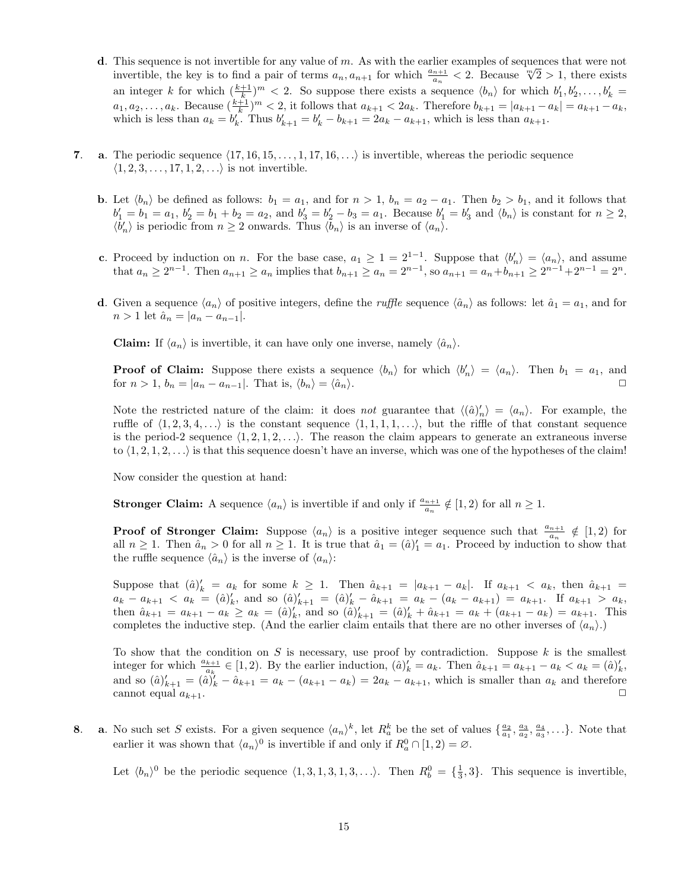**d**. This sequence is not invertible for any value of $m$. As with the earlier examples of sequences that were not invertible, the key is to find a pair of terms $a_n, a_{n+1}$ for which $\frac{a_{n+1}}{a_n} < 2$. Because $\sqrt[m]{2} > 1$, there exists an integer $k$ for which $(\frac{k+1}{k})^m < 2$. So suppose there exists a sequence $\langle b_n \rangle$ for which $b'_1, b'_2, \ldots, b'_k = a_1, a_2, \ldots, a_k$. Because $(\frac{k+1}{k})^m < 2$, it follows that $a_{k+1} < 2a_k$. Therefore $b_{k+1} = |a_{k+1} - a_k| = a_{k+1} - a_k$, which is less than $a_k = b'_k$. Thus $b'_{k+1} = b'_k - b_{k+1} = 2a_k - a_{k+1}$, which is less than $a_{k+1}$.

**7**. **a**. The periodic sequence $\langle 17, 16, 15, \ldots, 1, 17, 16, \ldots \rangle$ is invertible, whereas the periodic sequence $\langle 1, 2, 3, \ldots, 17, 1, 2, \ldots \rangle$ is not invertible.

**b**. Let $\langle b_n \rangle$ be defined as follows: $b_1 = a_1$, and for $n > 1$, $b_n = a_2 - a_1$. Then $b_2 > b_1$, and it follows that $b'_1 = b_1 = a_1$, $b'_2 = b_1 + b_2 = a_2$, and $b'_3 = b'_2 - b_3 = a_1$. Because $b'_1 = b'_3$ and $\langle b_n \rangle$ is constant for $n \geq 2$, $\langle b'_n \rangle$ is periodic from $n \geq 2$ onwards. Thus $\langle b_n \rangle$ is an inverse of $\langle a_n \rangle$.

**c**. Proceed by induction on $n$. For the base case, $a_1 \geq 1 = 2^{1-1}$. Suppose that $\langle b'_n \rangle = \langle a_n \rangle$, and assume that $a_n \geq 2^{n-1}$. Then $a_{n+1} \geq a_n$ implies that $b_{n+1} \geq a_n = 2^{n-1}$, so $a_{n+1} = a_n + b_{n+1} \geq 2^{n-1} + 2^{n-1} = 2^n$.

**d**. Given a sequence $\langle a_n \rangle$ of positive integers, define the *ruffle* sequence $\langle \hat{a}_n \rangle$ as follows: let $\hat{a}_1 = a_1$, and for $n > 1$ let $\hat{a}_n = |a_n - a_{n-1}|$.

**Claim:** If $\langle a_n \rangle$ is invertible, it can have only one inverse, namely $\langle \hat{a}_n \rangle$.

**Proof of Claim:** Suppose there exists a sequence $\langle b_n \rangle$ for which $\langle b'_n \rangle = \langle a_n \rangle$. Then $b_1 = a_1$, and for $n > 1$, $b_n = |a_n - a_{n-1}|$. That is, $\langle b_n \rangle = \langle \hat{a}_n \rangle$. □

Note the restricted nature of the claim: it does *not* guarantee that $\langle (\hat{a})'_n \rangle = \langle a_n \rangle$. For example, the ruffle of $\langle 1, 2, 3, 4, \ldots \rangle$ is the constant sequence $\langle 1, 1, 1, 1, \ldots \rangle$, but the riffle of that constant sequence is the period-2 sequence $\langle 1, 2, 1, 2, \ldots \rangle$. The reason the claim appears to generate an extraneous inverse to $\langle 1, 2, 1, 2, \ldots \rangle$ is that this sequence doesn't have an inverse, which was one of the hypotheses of the claim!

Now consider the question at hand:

**Stronger Claim:** A sequence $\langle a_n \rangle$ is invertible if and only if $\frac{a_{n+1}}{a_n} \notin [1, 2)$ for all $n \geq 1$.

**Proof of Stronger Claim:** Suppose $\langle a_n \rangle$ is a positive integer sequence such that $\frac{a_{n+1}}{a_n} \notin [1, 2)$ for all $n \geq 1$. Then $\hat{a}_n > 0$ for all $n \geq 1$. It is true that $\hat{a}_1 = (\hat{a})'_1 = a_1$. Proceed by induction to show that the ruffle sequence $\langle \hat{a}_n \rangle$ is the inverse of $\langle a_n \rangle$:

Suppose that $(\hat{a})'_k = a_k$ for some $k \geq 1$. Then $\hat{a}_{k+1} = |a_{k+1} - a_k|$. If $a_{k+1} < a_k$, then $\hat{a}_{k+1} = a_k - a_{k+1} < a_k = (\hat{a})'_k$, and so $(\hat{a})'_{k+1} = (\hat{a})'_k - \hat{a}_{k+1} = a_k - (a_k - a_{k+1}) = a_{k+1}$. If $a_{k+1} > a_k$, then $\hat{a}_{k+1} = a_{k+1} - a_k \geq a_k = (\hat{a})'_k$, and so $(\hat{a})'_{k+1} = (\hat{a})'_k + \hat{a}_{k+1} = a_k + (a_{k+1} - a_k) = a_{k+1}$. This completes the inductive step. (And the earlier claim entails that there are no other inverses of $\langle a_n \rangle$.)

To show that the condition on $S$ is necessary, use proof by contradiction. Suppose $k$ is the smallest integer for which $\frac{a_{k+1}}{a_k} \in [1, 2)$. By the earlier induction, $(\hat{a})'_k = a_k$. Then $\hat{a}_{k+1} = a_{k+1} - a_k < a_k = (\hat{a})'_k$, and so $(\hat{a})'_{k+1} = (\hat{a})'_k - \hat{a}_{k+1} = a_k - (a_{k+1} - a_k) = 2a_k - a_{k+1}$, which is smaller than $a_k$ and therefore cannot equal $a_{k+1}$. □

**8**. **a**. No such set $S$ exists. For a given sequence $\langle a_n \rangle^k$, let $R^k_a$ be the set of values $\{\frac{a_2}{a_1}, \frac{a_3}{a_2}, \frac{a_4}{a_3}, \ldots\}$. Note that earlier it was shown that $\langle a_n \rangle^0$ is invertible if and only if $R^0_a \cap [1, 2) = \varnothing$.

Let $\langle b_n \rangle^0$ be the periodic sequence $\langle 1, 3, 1, 3, 1, 3, \ldots \rangle$. Then $R^0_b = \{\frac{1}{3}, 3\}$. This sequence is invertible,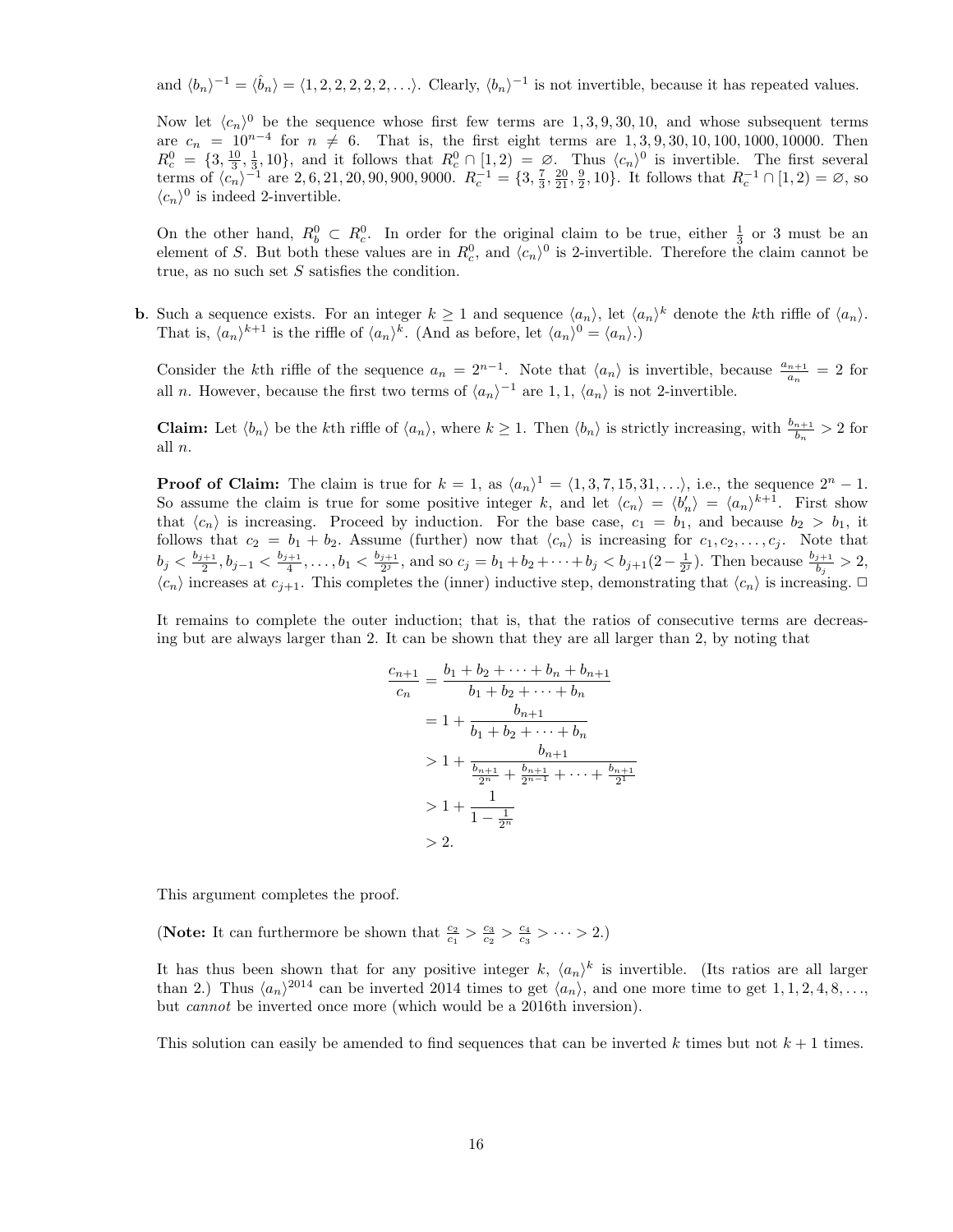and $\langle b_n \rangle^{-1} = \langle \hat{b}_n \rangle = \langle 1, 2, 2, 2, 2, 2, \ldots \rangle$. Clearly, $\langle b_n \rangle^{-1}$ is not invertible, because it has repeated values.

Now let $\langle c_n \rangle^0$ be the sequence whose first few terms are $1, 3, 9, 30, 10$, and whose subsequent terms are $c_n = 10^{n-4}$ for $n \neq 6$. That is, the first eight terms are $1, 3, 9, 30, 10, 100, 1000, 10000$. Then $R_c^0 = \{3, \frac{10}{3}, \frac{1}{3}, 10\}$, and it follows that $R_c^0 \cap [1, 2) = \varnothing$. Thus $\langle c_n \rangle^0$ is invertible. The first several terms of $\langle c_n \rangle^{-1}$ are $2, 6, 21, 20, 90, 900, 9000$. $R_c^{-1} = \{3, \frac{7}{3}, \frac{20}{21}, \frac{9}{2}, 10\}$. It follows that $R_c^{-1} \cap [1, 2) = \varnothing$, so $\langle c_n \rangle^0$ is indeed 2-invertible.

On the other hand, $R_b^0 \subset R_c^0$. In order for the original claim to be true, either $\frac{1}{3}$ or 3 must be an element of $S$. But both these values are in $R_c^0$, and $\langle c_n \rangle^0$ is 2-invertible. Therefore the claim cannot be true, as no such set $S$ satisfies the condition.

**b**. Such a sequence exists. For an integer $k \geq 1$ and sequence $\langle a_n \rangle$, let $\langle a_n \rangle^k$ denote the $k$th riffle of $\langle a_n \rangle$. That is, $\langle a_n \rangle^{k+1}$ is the riffle of $\langle a_n \rangle^k$. (And as before, let $\langle a_n \rangle^0 = \langle a_n \rangle$.)

Consider the $k$th riffle of the sequence $a_n = 2^{n-1}$. Note that $\langle a_n \rangle$ is invertible, because $\frac{a_{n+1}}{a_n} = 2$ for all $n$. However, because the first two terms of $\langle a_n \rangle^{-1}$ are $1, 1$, $\langle a_n \rangle$ is not 2-invertible.

**Claim:** Let $\langle b_n \rangle$ be the $k$th riffle of $\langle a_n \rangle$, where $k \geq 1$. Then $\langle b_n \rangle$ is strictly increasing, with $\frac{b_{n+1}}{b_n} > 2$ for all $n$.

**Proof of Claim:** The claim is true for $k = 1$, as $\langle a_n \rangle^1 = \langle 1, 3, 7, 15, 31, \ldots \rangle$, i.e., the sequence $2^n - 1$. So assume the claim is true for some positive integer $k$, and let $\langle c_n \rangle = \langle b'_n \rangle = \langle a_n \rangle^{k+1}$. First show that $\langle c_n \rangle$ is increasing. Proceed by induction. For the base case, $c_1 = b_1$, and because $b_2 > b_1$, it follows that $c_2 = b_1 + b_2$. Assume (further) now that $\langle c_n \rangle$ is increasing for $c_1, c_2, \ldots, c_j$. Note that $b_j < \frac{b_{j+1}}{2}, b_{j-1} < \frac{b_{j+1}}{4}, \ldots, b_1 < \frac{b_{j+1}}{2^j}$, and so $c_j = b_1 + b_2 + \cdots + b_j < b_{j+1}(2 - \frac{1}{2^j})$. Then because $\frac{b_{j+1}}{b_j} > 2$, $\langle c_n \rangle$ increases at $c_{j+1}$. This completes the (inner) inductive step, demonstrating that $\langle c_n \rangle$ is increasing. □

It remains to complete the outer induction; that is, that the ratios of consecutive terms are decreasing but are always larger than 2. It can be shown that they are all larger than 2, by noting that

$$\begin{aligned}
\frac{c_{n+1}}{c_n} &= \frac{b_1 + b_2 + \cdots + b_n + b_{n+1}}{b_1 + b_2 + \cdots + b_n} \\
&= 1 + \frac{b_{n+1}}{b_1 + b_2 + \cdots + b_n} \\
&> 1 + \frac{b_{n+1}}{\frac{b_{n+1}}{2^n} + \frac{b_{n+1}}{2^{n-1}} + \cdots + \frac{b_{n+1}}{2^1}} \\
&> 1 + \frac{1}{1 - \frac{1}{2^n}} \\
&> 2.
\end{aligned}$$

This argument completes the proof.

(**Note:** It can furthermore be shown that $\frac{c_2}{c_1} > \frac{c_3}{c_2} > \frac{c_4}{c_3} > \cdots > 2$.)

It has thus been shown that for any positive integer $k$, $\langle a_n \rangle^k$ is invertible. (Its ratios are all larger than 2.) Thus $\langle a_n \rangle^{2014}$ can be inverted 2014 times to get $\langle a_n \rangle$, and one more time to get $1, 1, 2, 4, 8, \ldots$, but *cannot* be inverted once more (which would be a 2016th inversion).

This solution can easily be amended to find sequences that can be inverted $k$ times but not $k + 1$ times.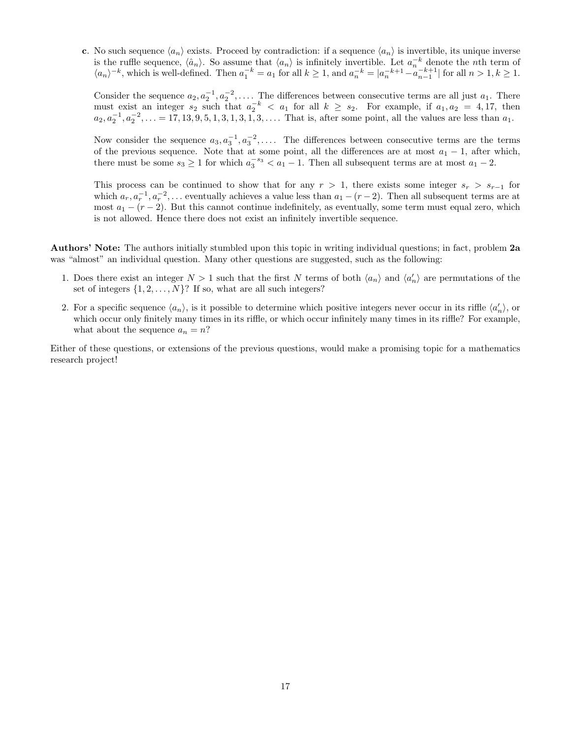**c**. No such sequence $\langle a_n \rangle$ exists. Proceed by contradiction: if a sequence $\langle a_n \rangle$ is invertible, its unique inverse is the ruffle sequence, $\langle \hat{a}_n \rangle$. So assume that $\langle a_n \rangle$ is infinitely invertible. Let $a_n^{-k}$ denote the $n$th term of $\langle a_n \rangle^{-k}$, which is well-defined. Then $a_1^{-k} = a_1$ for all $k \geq 1$, and $a_n^{-k} = |a_n^{-k+1} - a_{n-1}^{-k+1}|$ for all $n > 1, k \geq 1$.

Consider the sequence $a_2, a_2^{-1}, a_2^{-2}, \ldots$. The differences between consecutive terms are all just $a_1$. There must exist an integer $s_2$ such that $a_2^{-k} < a_1$ for all $k \geq s_2$. For example, if $a_1, a_2 = 4, 17$, then $a_2, a_2^{-1}, a_2^{-2}, \ldots = 17, 13, 9, 5, 1, 3, 1, 3, 1, 3, \ldots$. That is, after some point, all the values are less than $a_1$.

Now consider the sequence $a_3, a_3^{-1}, a_3^{-2}, \ldots$. The differences between consecutive terms are the terms of the previous sequence. Note that at some point, all the differences are at most $a_1 - 1$, after which, there must be some $s_3 \geq 1$ for which $a_3^{-s_3} < a_1 - 1$. Then all subsequent terms are at most $a_1 - 2$.

This process can be continued to show that for any $r > 1$, there exists some integer $s_r > s_{r-1}$ for which $a_r, a_r^{-1}, a_r^{-2}, \ldots$ eventually achieves a value less than $a_1 - (r-2)$. Then all subsequent terms are at most $a_1 - (r-2)$. But this cannot continue indefinitely, as eventually, some term must equal zero, which is not allowed. Hence there does not exist an infinitely invertible sequence.

**Authors' Note:** The authors initially stumbled upon this topic in writing individual questions; in fact, problem **2a** was "almost" an individual question. Many other questions are suggested, such as the following:

1. Does there exist an integer $N > 1$ such that the first $N$ terms of both $\langle a_n \rangle$ and $\langle a'_n \rangle$ are permutations of the set of integers $\{1, 2, \ldots, N\}$? If so, what are all such integers?

2. For a specific sequence $\langle a_n \rangle$, is it possible to determine which positive integers never occur in its riffle $\langle a'_n \rangle$, or which occur only finitely many times in its riffle, or which occur infinitely many times in its riffle? For example, what about the sequence $a_n = n$?

Either of these questions, or extensions of the previous questions, would make a promising topic for a mathematics research project!